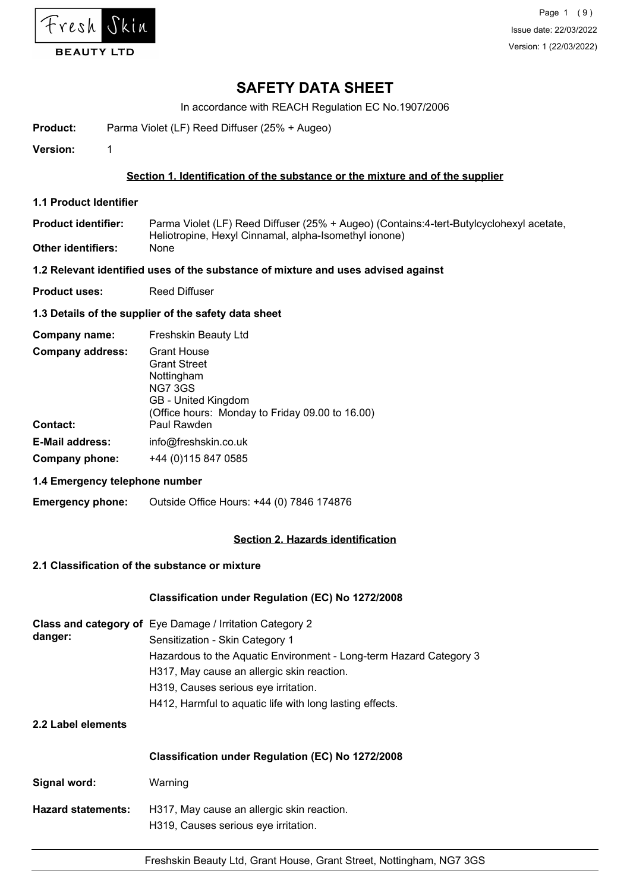# SAFETY DATA SHEET

In accordance with REACH Regulation EC No.1907/2006

**Product:** Parma Violet (LF) Reed Diffuser (25% + Augeo)

**Version:** 1

## Section 1. Identification of the substance or the mixture and of the supplier

### 1.1 Product Identifier

**Product identifier:** Parma Violet (LF) Reed Diffuser (25% + Augeo) (Contains:4-tert-Butylcyclohexyl acetate, Heliotropine, Hexyl Cinnamal, alpha-Isomethyl ionone)

**Other identifiers:** None

### 1.2 Relevant identified uses of the substance of mixture and uses advised against

**Product uses:** Reed Diffuser

### 1.3 Details of the supplier of the safety data sheet

**Company name:** Freshskin Beauty Ltd

**Company address:** Grant House
Grant Street
Nottingham
NG7 3GS
GB - United Kingdom
(Office hours: Monday to Friday 09.00 to 16.00)

**Contact:** Paul Rawden

**E-Mail address:** info@freshskin.co.uk

**Company phone:** +44 (0)115 847 0585

### 1.4 Emergency telephone number

**Emergency phone:** Outside Office Hours: +44 (0) 7846 174876

## Section 2. Hazards identification

### 2.1 Classification of the substance or mixture

**Classification under Regulation (EC) No 1272/2008**

**Class and category of danger:**
Eye Damage / Irritation Category 2
Sensitization - Skin Category 1
Hazardous to the Aquatic Environment - Long-term Hazard Category 3
H317, May cause an allergic skin reaction.
H319, Causes serious eye irritation.
H412, Harmful to aquatic life with long lasting effects.

### 2.2 Label elements

**Classification under Regulation (EC) No 1272/2008**

**Signal word:** Warning

**Hazard statements:**
H317, May cause an allergic skin reaction.
H319, Causes serious eye irritation.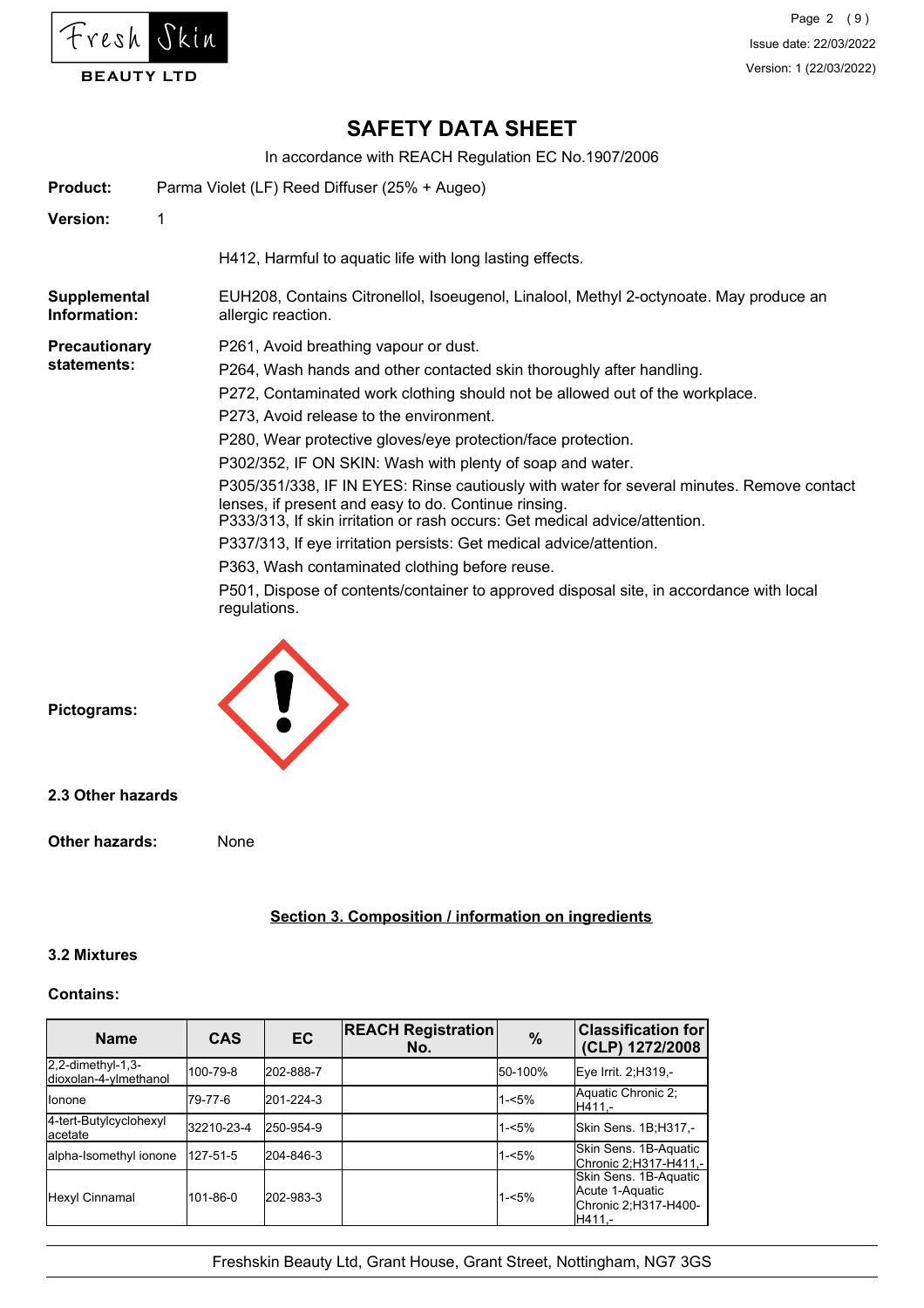# SAFETY DATA SHEET

In accordance with REACH Regulation EC No.1907/2006

**Product:** Parma Violet (LF) Reed Diffuser (25% + Augeo)

**Version:** 1

H412, Harmful to aquatic life with long lasting effects.

**Supplemental Information:** EUH208, Contains Citronellol, Isoeugenol, Linalool, Methyl 2-octynoate. May produce an allergic reaction.

**Precautionary statements:**

P261, Avoid breathing vapour or dust.

P264, Wash hands and other contacted skin thoroughly after handling.

P272, Contaminated work clothing should not be allowed out of the workplace.

P273, Avoid release to the environment.

P280, Wear protective gloves/eye protection/face protection.

P302/352, IF ON SKIN: Wash with plenty of soap and water.

P305/351/338, IF IN EYES: Rinse cautiously with water for several minutes. Remove contact lenses, if present and easy to do. Continue rinsing.
P333/313, If skin irritation or rash occurs: Get medical advice/attention.

P337/313, If eye irritation persists: Get medical advice/attention.

P363, Wash contaminated clothing before reuse.

P501, Dispose of contents/container to approved disposal site, in accordance with local regulations.

**Pictograms:**

### 2.3 Other hazards

**Other hazards:** None

## Section 3. Composition / information on ingredients

### 3.2 Mixtures

**Contains:**

| Name | CAS | EC | REACH Registration No. | % | Classification for (CLP) 1272/2008 |
|---|---|---|---|---|---|
| 2,2-dimethyl-1,3-dioxolan-4-ylmethanol | 100-79-8 | 202-888-7 | | 50-100% | Eye Irrit. 2;H319,- |
| Ionone | 79-77-6 | 201-224-3 | | 1-<5% | Aquatic Chronic 2;H411,- |
| 4-tert-Butylcyclohexyl acetate | 32210-23-4 | 250-954-9 | | 1-<5% | Skin Sens. 1B;H317,- |
| alpha-Isomethyl ionone | 127-51-5 | 204-846-3 | | 1-<5% | Skin Sens. 1B-Aquatic Chronic 2;H317-H411,- |
| Hexyl Cinnamal | 101-86-0 | 202-983-3 | | 1-<5% | Skin Sens. 1B-Aquatic Acute 1-Aquatic Chronic 2;H317-H400-H411,- |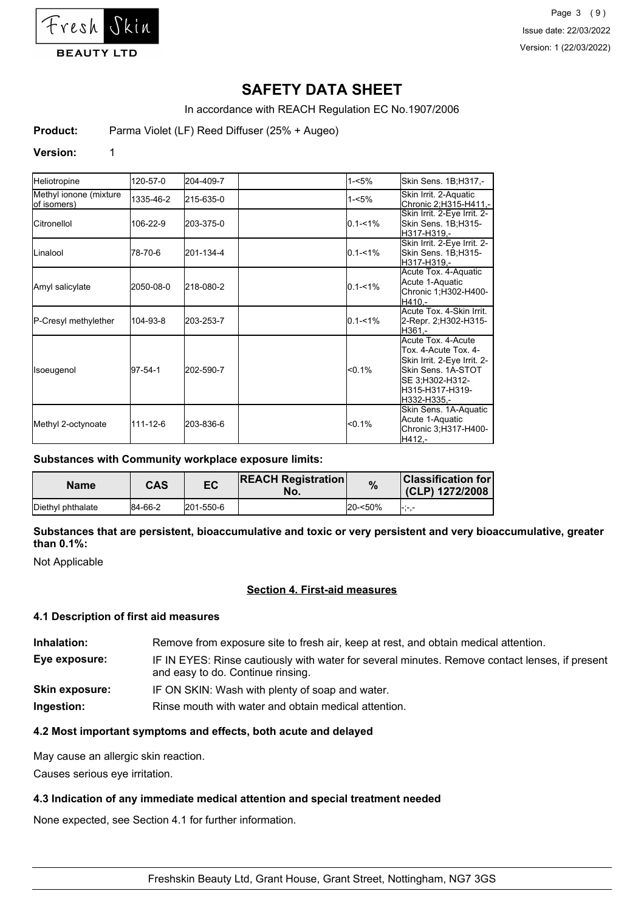# SAFETY DATA SHEET

In accordance with REACH Regulation EC No.1907/2006

**Product:** Parma Violet (LF) Reed Diffuser (25% + Augeo)

**Version:** 1

| | | | | | |
|---|---|---|---|---|---|
| Heliotropine | 120-57-0 | 204-409-7 | | 1-<5% | Skin Sens. 1B;H317,- |
| Methyl ionone (mixture of isomers) | 1335-46-2 | 215-635-0 | | 1-<5% | Skin Irrit. 2-Aquatic Chronic 2;H315-H411,- |
| Citronellol | 106-22-9 | 203-375-0 | | 0.1-<1% | Skin Irrit. 2-Eye Irrit. 2-Skin Sens. 1B;H315-H317-H319,- |
| Linalool | 78-70-6 | 201-134-4 | | 0.1-<1% | Skin Irrit. 2-Eye Irrit. 2-Skin Sens. 1B;H315-H317-H319,- |
| Amyl salicylate | 2050-08-0 | 218-080-2 | | 0.1-<1% | Acute Tox. 4-Aquatic Acute 1-Aquatic Chronic 1;H302-H400-H410,- |
| P-Cresyl methylether | 104-93-8 | 203-253-7 | | 0.1-<1% | Acute Tox. 4-Skin Irrit. 2-Repr. 2;H302-H315-H361,- |
| Isoeugenol | 97-54-1 | 202-590-7 | | <0.1% | Acute Tox. 4-Acute Tox. 4-Acute Tox. 4-Skin Irrit. 2-Eye Irrit. 2-Skin Sens. 1A-STOT SE 3;H302-H312-H315-H317-H319-H332-H335,- |
| Methyl 2-octynoate | 111-12-6 | 203-836-6 | | <0.1% | Skin Sens. 1A-Aquatic Acute 1-Aquatic Chronic 3;H317-H400-H412,- |

**Substances with Community workplace exposure limits:**

| Name | CAS | EC | REACH Registration No. | % | Classification for (CLP) 1272/2008 |
|---|---|---|---|---|---|
| Diethyl phthalate | 84-66-2 | 201-550-6 | | 20-<50% | -;-,- |

**Substances that are persistent, bioaccumulative and toxic or very persistent and very bioaccumulative, greater than 0.1%:**

Not Applicable

## Section 4. First-aid measures

### 4.1 Description of first aid measures

**Inhalation:** Remove from exposure site to fresh air, keep at rest, and obtain medical attention.

**Eye exposure:** IF IN EYES: Rinse cautiously with water for several minutes. Remove contact lenses, if present and easy to do. Continue rinsing.

**Skin exposure:** IF ON SKIN: Wash with plenty of soap and water.

**Ingestion:** Rinse mouth with water and obtain medical attention.

### 4.2 Most important symptoms and effects, both acute and delayed

May cause an allergic skin reaction.

Causes serious eye irritation.

### 4.3 Indication of any immediate medical attention and special treatment needed

None expected, see Section 4.1 for further information.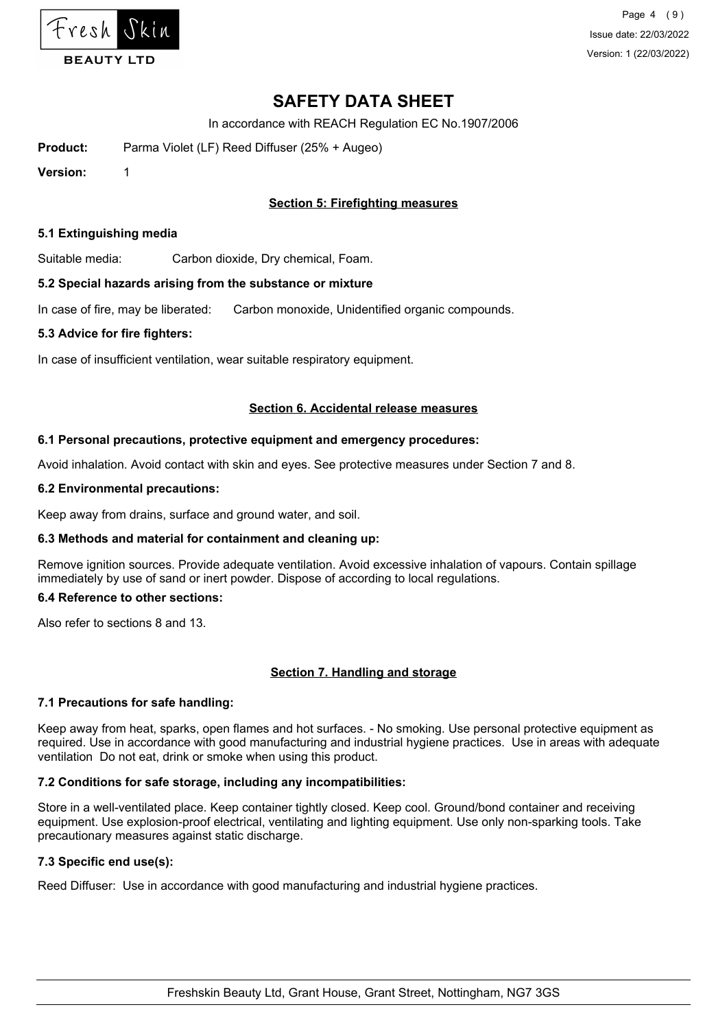# SAFETY DATA SHEET

In accordance with REACH Regulation EC No.1907/2006

**Product:** Parma Violet (LF) Reed Diffuser (25% + Augeo)

**Version:** 1

## Section 5: Firefighting measures

### 5.1 Extinguishing media

Suitable media: Carbon dioxide, Dry chemical, Foam.

### 5.2 Special hazards arising from the substance or mixture

In case of fire, may be liberated: Carbon monoxide, Unidentified organic compounds.

### 5.3 Advice for fire fighters:

In case of insufficient ventilation, wear suitable respiratory equipment.

## Section 6. Accidental release measures

### 6.1 Personal precautions, protective equipment and emergency procedures:

Avoid inhalation. Avoid contact with skin and eyes. See protective measures under Section 7 and 8.

### 6.2 Environmental precautions:

Keep away from drains, surface and ground water, and soil.

### 6.3 Methods and material for containment and cleaning up:

Remove ignition sources. Provide adequate ventilation. Avoid excessive inhalation of vapours. Contain spillage immediately by use of sand or inert powder. Dispose of according to local regulations.

### 6.4 Reference to other sections:

Also refer to sections 8 and 13.

## Section 7. Handling and storage

### 7.1 Precautions for safe handling:

Keep away from heat, sparks, open flames and hot surfaces. - No smoking. Use personal protective equipment as required. Use in accordance with good manufacturing and industrial hygiene practices. Use in areas with adequate ventilation Do not eat, drink or smoke when using this product.

### 7.2 Conditions for safe storage, including any incompatibilities:

Store in a well-ventilated place. Keep container tightly closed. Keep cool. Ground/bond container and receiving equipment. Use explosion-proof electrical, ventilating and lighting equipment. Use only non-sparking tools. Take precautionary measures against static discharge.

### 7.3 Specific end use(s):

Reed Diffuser: Use in accordance with good manufacturing and industrial hygiene practices.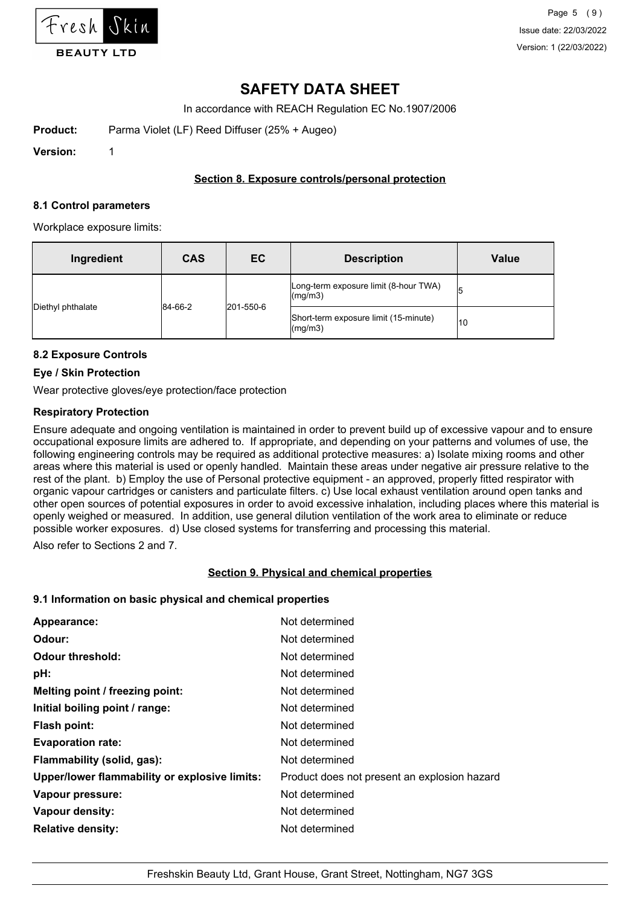# SAFETY DATA SHEET

In accordance with REACH Regulation EC No.1907/2006

**Product:** Parma Violet (LF) Reed Diffuser (25% + Augeo)

**Version:** 1

## Section 8. Exposure controls/personal protection

### 8.1 Control parameters

Workplace exposure limits:

| Ingredient | CAS | EC | Description | Value |
|---|---|---|---|---|
| Diethyl phthalate | 84-66-2 | 201-550-6 | Long-term exposure limit (8-hour TWA) (mg/m3) | 5 |
| | | | Short-term exposure limit (15-minute) (mg/m3) | 10 |

### 8.2 Exposure Controls

#### Eye / Skin Protection

Wear protective gloves/eye protection/face protection

#### Respiratory Protection

Ensure adequate and ongoing ventilation is maintained in order to prevent build up of excessive vapour and to ensure occupational exposure limits are adhered to. If appropriate, and depending on your patterns and volumes of use, the following engineering controls may be required as additional protective measures: a) Isolate mixing rooms and other areas where this material is used or openly handled. Maintain these areas under negative air pressure relative to the rest of the plant. b) Employ the use of Personal protective equipment - an approved, properly fitted respirator with organic vapour cartridges or canisters and particulate filters. c) Use local exhaust ventilation around open tanks and other open sources of potential exposures in order to avoid excessive inhalation, including places where this material is openly weighed or measured. In addition, use general dilution ventilation of the work area to eliminate or reduce possible worker exposures. d) Use closed systems for transferring and processing this material.

Also refer to Sections 2 and 7.

## Section 9. Physical and chemical properties

### 9.1 Information on basic physical and chemical properties

**Appearance:** Not determined
**Odour:** Not determined
**Odour threshold:** Not determined
**pH:** Not determined
**Melting point / freezing point:** Not determined
**Initial boiling point / range:** Not determined
**Flash point:** Not determined
**Evaporation rate:** Not determined
**Flammability (solid, gas):** Not determined
**Upper/lower flammability or explosive limits:** Product does not present an explosion hazard
**Vapour pressure:** Not determined
**Vapour density:** Not determined
**Relative density:** Not determined

Freshskin Beauty Ltd, Grant House, Grant Street, Nottingham, NG7 3GS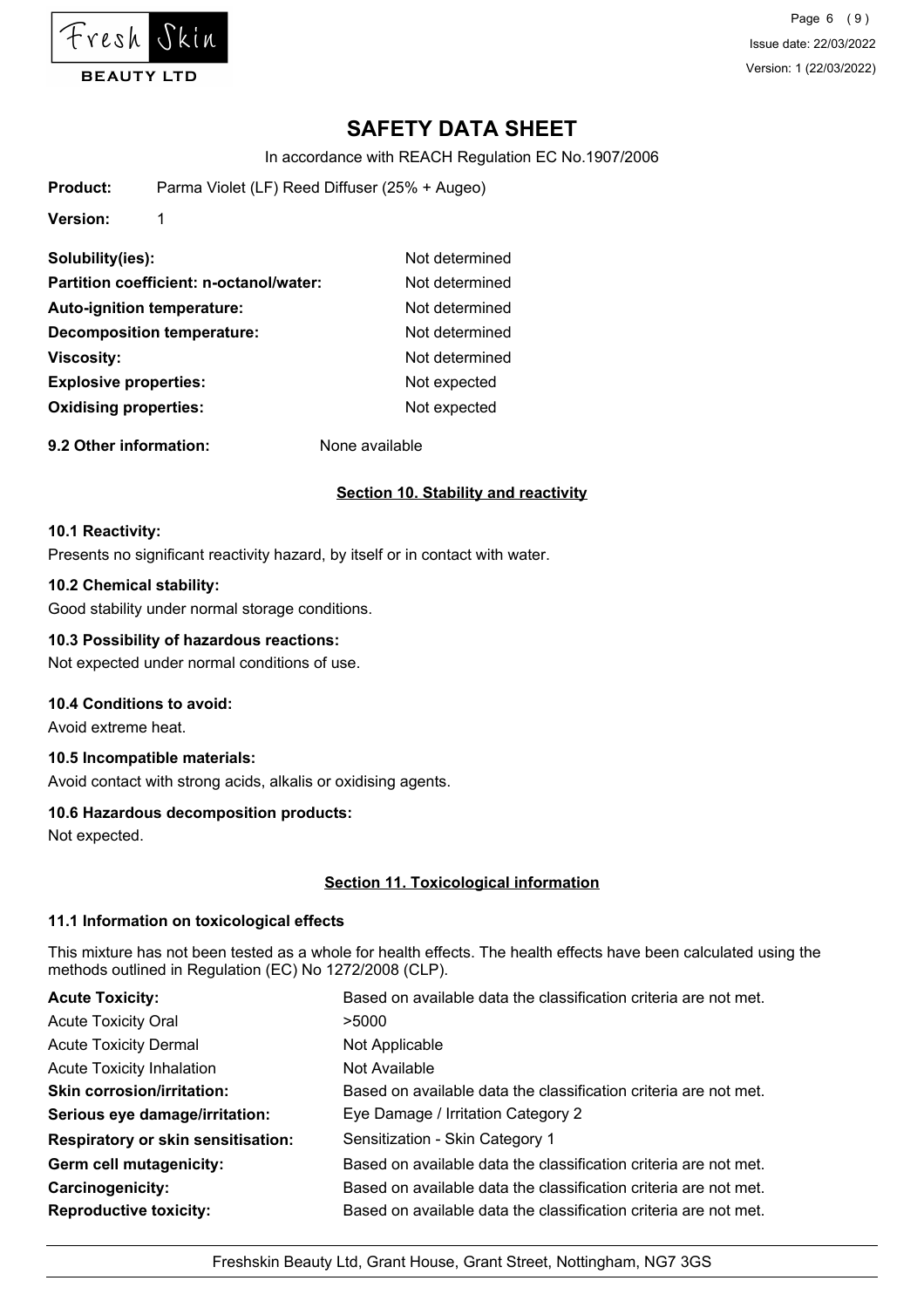# SAFETY DATA SHEET

In accordance with REACH Regulation EC No.1907/2006

**Product:** Parma Violet (LF) Reed Diffuser (25% + Augeo)

**Version:** 1

| | |
|---|---|
| **Solubility(ies):** | Not determined |
| **Partition coefficient: n-octanol/water:** | Not determined |
| **Auto-ignition temperature:** | Not determined |
| **Decomposition temperature:** | Not determined |
| **Viscosity:** | Not determined |
| **Explosive properties:** | Not expected |
| **Oxidising properties:** | Not expected |

**9.2 Other information:** None available

## Section 10. Stability and reactivity

### 10.1 Reactivity:

Presents no significant reactivity hazard, by itself or in contact with water.

### 10.2 Chemical stability:

Good stability under normal storage conditions.

### 10.3 Possibility of hazardous reactions:

Not expected under normal conditions of use.

### 10.4 Conditions to avoid:

Avoid extreme heat.

### 10.5 Incompatible materials:

Avoid contact with strong acids, alkalis or oxidising agents.

### 10.6 Hazardous decomposition products:

Not expected.

## Section 11. Toxicological information

### 11.1 Information on toxicological effects

This mixture has not been tested as a whole for health effects. The health effects have been calculated using the methods outlined in Regulation (EC) No 1272/2008 (CLP).

| | |
|---|---|
| **Acute Toxicity:** | Based on available data the classification criteria are not met. |
| Acute Toxicity Oral | >5000 |
| Acute Toxicity Dermal | Not Applicable |
| Acute Toxicity Inhalation | Not Available |
| **Skin corrosion/irritation:** | Based on available data the classification criteria are not met. |
| **Serious eye damage/irritation:** | Eye Damage / Irritation Category 2 |
| **Respiratory or skin sensitisation:** | Sensitization - Skin Category 1 |
| **Germ cell mutagenicity:** | Based on available data the classification criteria are not met. |
| **Carcinogenicity:** | Based on available data the classification criteria are not met. |
| **Reproductive toxicity:** | Based on available data the classification criteria are not met. |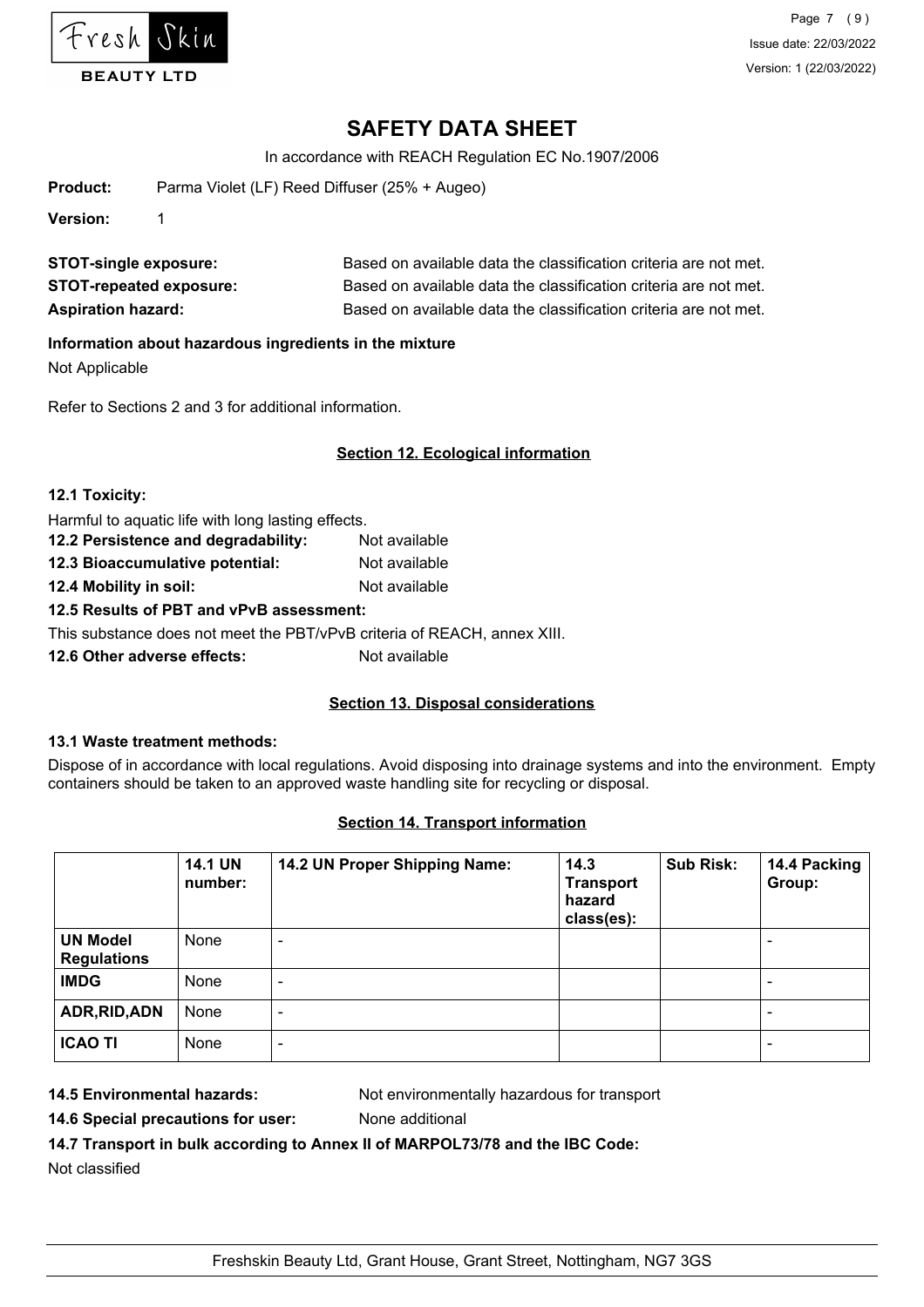# SAFETY DATA SHEET

In accordance with REACH Regulation EC No.1907/2006

**Product:** Parma Violet (LF) Reed Diffuser (25% + Augeo)

**Version:** 1

**STOT-single exposure:** Based on available data the classification criteria are not met.

**STOT-repeated exposure:** Based on available data the classification criteria are not met.

**Aspiration hazard:** Based on available data the classification criteria are not met.

**Information about hazardous ingredients in the mixture**

Not Applicable

Refer to Sections 2 and 3 for additional information.

## Section 12. Ecological information

**12.1 Toxicity:**

Harmful to aquatic life with long lasting effects.

**12.2 Persistence and degradability:** Not available

**12.3 Bioaccumulative potential:** Not available

**12.4 Mobility in soil:** Not available

**12.5 Results of PBT and vPvB assessment:**

This substance does not meet the PBT/vPvB criteria of REACH, annex XIII.

**12.6 Other adverse effects:** Not available

## Section 13. Disposal considerations

**13.1 Waste treatment methods:**

Dispose of in accordance with local regulations. Avoid disposing into drainage systems and into the environment. Empty containers should be taken to an approved waste handling site for recycling or disposal.

## Section 14. Transport information

| | 14.1 UN number: | 14.2 UN Proper Shipping Name: | 14.3 Transport hazard class(es): | Sub Risk: | 14.4 Packing Group: |
|---|---|---|---|---|---|
| **UN Model Regulations** | None | - | | | - |
| **IMDG** | None | - | | | - |
| **ADR,RID,ADN** | None | - | | | - |
| **ICAO TI** | None | - | | | - |

**14.5 Environmental hazards:** Not environmentally hazardous for transport

**14.6 Special precautions for user:** None additional

**14.7 Transport in bulk according to Annex II of MARPOL73/78 and the IBC Code:**

Not classified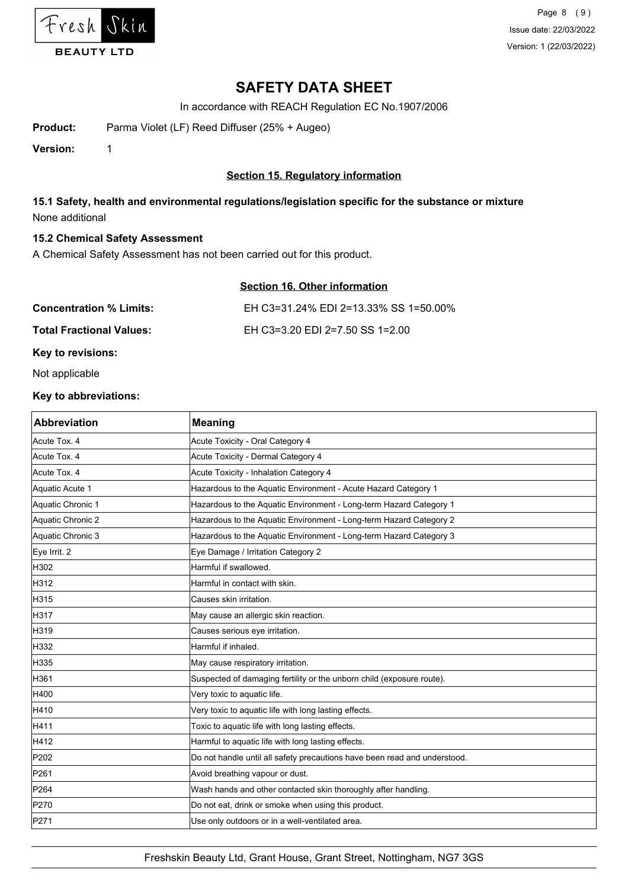# SAFETY DATA SHEET

In accordance with REACH Regulation EC No.1907/2006

**Product:** Parma Violet (LF) Reed Diffuser (25% + Augeo)

**Version:** 1

## Section 15. Regulatory information

### 15.1 Safety, health and environmental regulations/legislation specific for the substance or mixture

None additional

### 15.2 Chemical Safety Assessment

A Chemical Safety Assessment has not been carried out for this product.

## Section 16. Other information

**Concentration % Limits:** EH C3=31.24% EDI 2=13.33% SS 1=50.00%

**Total Fractional Values:** EH C3=3.20 EDI 2=7.50 SS 1=2.00

**Key to revisions:**

Not applicable

**Key to abbreviations:**

| Abbreviation | Meaning |
|---|---|
| Acute Tox. 4 | Acute Toxicity - Oral Category 4 |
| Acute Tox. 4 | Acute Toxicity - Dermal Category 4 |
| Acute Tox. 4 | Acute Toxicity - Inhalation Category 4 |
| Aquatic Acute 1 | Hazardous to the Aquatic Environment - Acute Hazard Category 1 |
| Aquatic Chronic 1 | Hazardous to the Aquatic Environment - Long-term Hazard Category 1 |
| Aquatic Chronic 2 | Hazardous to the Aquatic Environment - Long-term Hazard Category 2 |
| Aquatic Chronic 3 | Hazardous to the Aquatic Environment - Long-term Hazard Category 3 |
| Eye Irrit. 2 | Eye Damage / Irritation Category 2 |
| H302 | Harmful if swallowed. |
| H312 | Harmful in contact with skin. |
| H315 | Causes skin irritation. |
| H317 | May cause an allergic skin reaction. |
| H319 | Causes serious eye irritation. |
| H332 | Harmful if inhaled. |
| H335 | May cause respiratory irritation. |
| H361 | Suspected of damaging fertility or the unborn child (exposure route). |
| H400 | Very toxic to aquatic life. |
| H410 | Very toxic to aquatic life with long lasting effects. |
| H411 | Toxic to aquatic life with long lasting effects. |
| H412 | Harmful to aquatic life with long lasting effects. |
| P202 | Do not handle until all safety precautions have been read and understood. |
| P261 | Avoid breathing vapour or dust. |
| P264 | Wash hands and other contacted skin thoroughly after handling. |
| P270 | Do not eat, drink or smoke when using this product. |
| P271 | Use only outdoors or in a well-ventilated area. |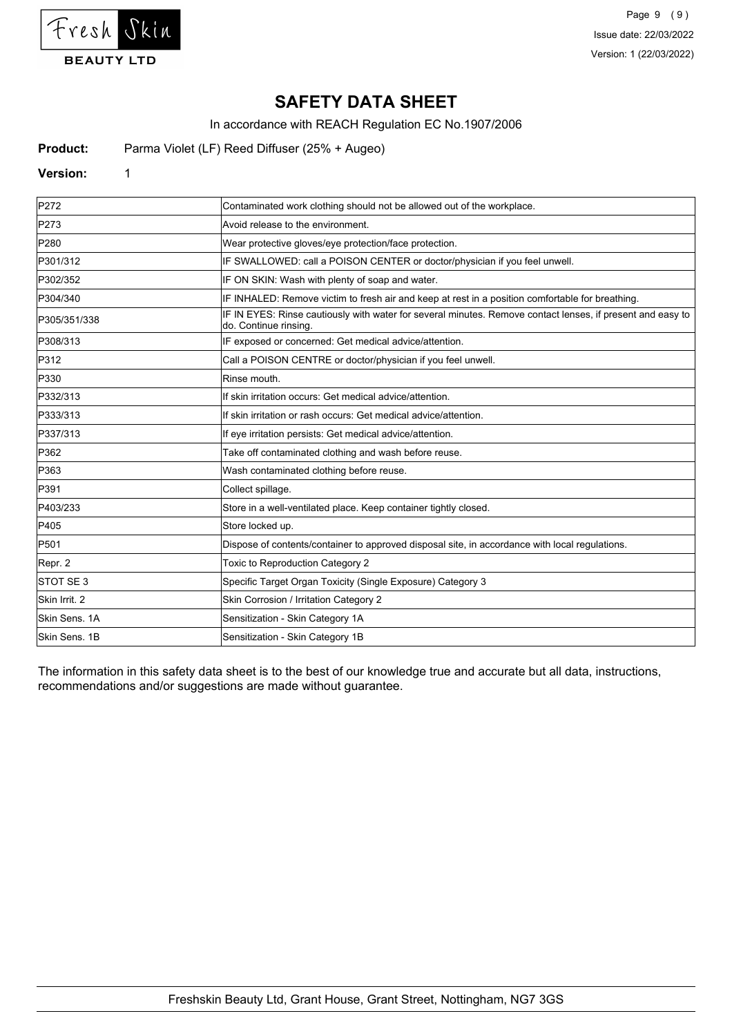# SAFETY DATA SHEET

In accordance with REACH Regulation EC No.1907/2006

**Product:** Parma Violet (LF) Reed Diffuser (25% + Augeo)

**Version:** 1

| | |
|---|---|
| P272 | Contaminated work clothing should not be allowed out of the workplace. |
| P273 | Avoid release to the environment. |
| P280 | Wear protective gloves/eye protection/face protection. |
| P301/312 | IF SWALLOWED: call a POISON CENTER or doctor/physician if you feel unwell. |
| P302/352 | IF ON SKIN: Wash with plenty of soap and water. |
| P304/340 | IF INHALED: Remove victim to fresh air and keep at rest in a position comfortable for breathing. |
| P305/351/338 | IF IN EYES: Rinse cautiously with water for several minutes. Remove contact lenses, if present and easy to do. Continue rinsing. |
| P308/313 | IF exposed or concerned: Get medical advice/attention. |
| P312 | Call a POISON CENTRE or doctor/physician if you feel unwell. |
| P330 | Rinse mouth. |
| P332/313 | If skin irritation occurs: Get medical advice/attention. |
| P333/313 | If skin irritation or rash occurs: Get medical advice/attention. |
| P337/313 | If eye irritation persists: Get medical advice/attention. |
| P362 | Take off contaminated clothing and wash before reuse. |
| P363 | Wash contaminated clothing before reuse. |
| P391 | Collect spillage. |
| P403/233 | Store in a well-ventilated place. Keep container tightly closed. |
| P405 | Store locked up. |
| P501 | Dispose of contents/container to approved disposal site, in accordance with local regulations. |
| Repr. 2 | Toxic to Reproduction Category 2 |
| STOT SE 3 | Specific Target Organ Toxicity (Single Exposure) Category 3 |
| Skin Irrit. 2 | Skin Corrosion / Irritation Category 2 |
| Skin Sens. 1A | Sensitization - Skin Category 1A |
| Skin Sens. 1B | Sensitization - Skin Category 1B |

The information in this safety data sheet is to the best of our knowledge true and accurate but all data, instructions, recommendations and/or suggestions are made without guarantee.